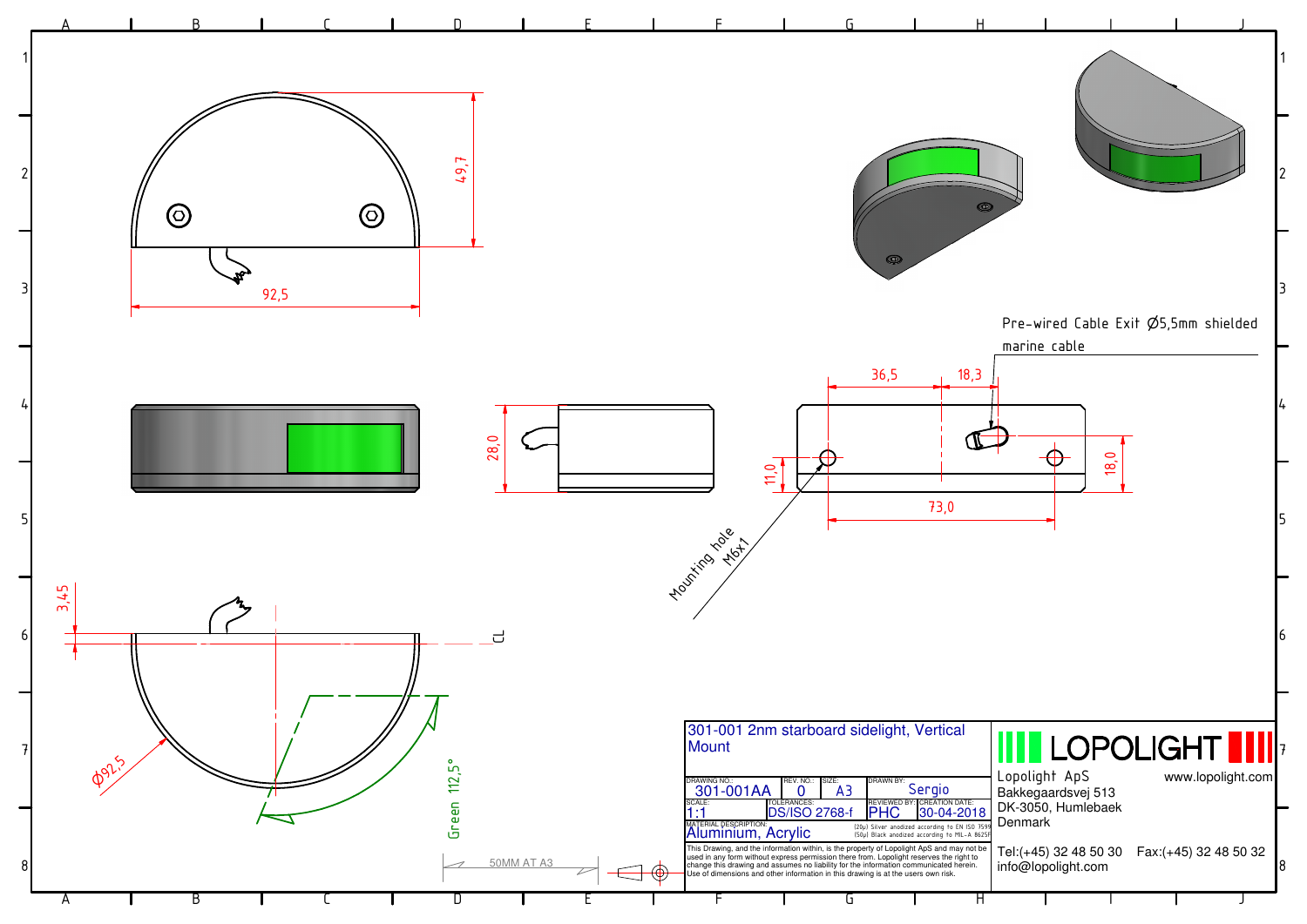49,7

92,5

28,0

36,5

18,3

Pre-wired Cable Exit Ø5,5mm shielded marine cable

11,0

18,0

73,0

Mounting hole M6x1

3,45

CL

Ø92,5

Green 112,5°

50MM AT A3

| 301-001 2nm starboard sidelight, Vertical Mount | | | |
|---|---|---|---|
| DRAWING NO.: 301-001AA | REV. NO.: 0 | SIZE: A3 | DRAWN BY: Sergio |
| SCALE: 1:1 | TOLERANCES: DS/ISO 2768-f | | REVIEWED BY: PHC / CREATION DATE: 30-04-2018 |
| MATERIAL DESCRIPTION: Aluminium, Acrylic | | (20µ) Silver anodized according to EN ISO 7599 (50µ) Black anodized according to MIL-A 8625F | |

This Drawing, and the information within, is the property of Lopolight ApS and may not be used in any form without express permission there from. Lopolight reserves the right to change this drawing and assumes no liability for the information communicated herein. Use of dimensions and other information in this drawing is at the users own risk.

LOPOLIGHT

Lopolight ApS
Bakkegaardsvej 513
DK-3050, Humlebaek
Denmark

www.lopolight.com

Tel:(+45) 32 48 50 30 Fax:(+45) 32 48 50 32
info@lopolight.com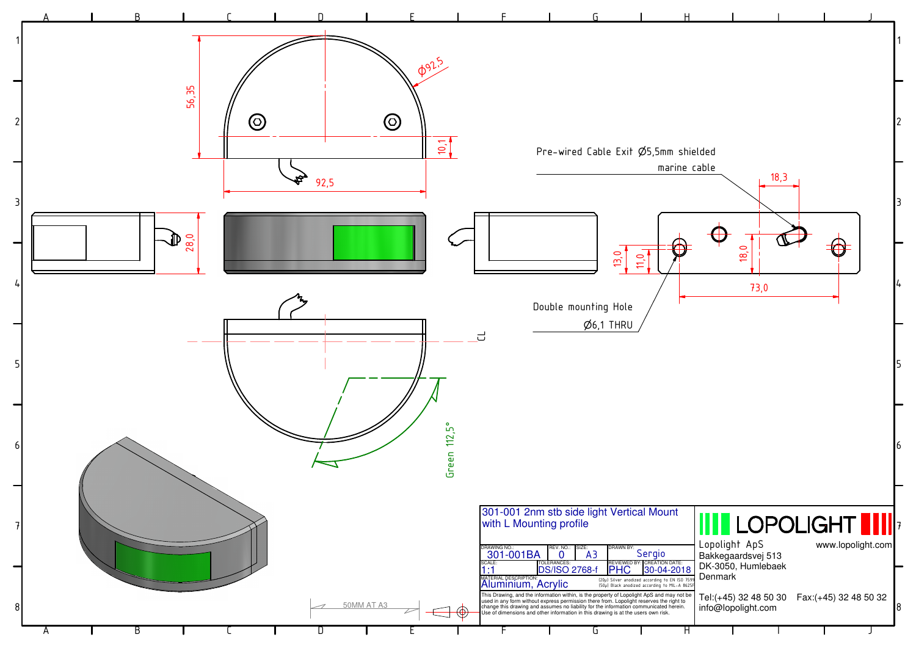56,35

Ø92,5

10,1

92,5

Pre-wired Cable Exit Ø5,5mm shielded marine cable

18,3

28,0

13,0

11,0

18,0

73,0

Double mounting Hole Ø6,1 THRU

CL

Green 112,5°

50MM AT A3

| | | | | |
|---|---|---|---|---|
| 301-001 2nm stb side light Vertical Mount with L Mounting profile | | | | |
| DRAWING NO.: 301-001BA | REV. NO.: 0 | SIZE: A3 | DRAWN BY: Sergio | |
| SCALE: 1:1 | TOLERANCES: DS/ISO 2768-f | | REVIEWED BY: PHC | CREATION DATE: 30-04-2018 |
| MATERIAL DESCRIPTION: Aluminium, Acrylic | | | (20µ) Silver anodized according to EN ISO 7599; (50µ) Black anodized according to MIL-A 8625F | |

This Drawing, and the information within, is the property of Lopolight ApS and may not be used in any form without express permission there from. Lopolight reserves the right to change this drawing and assumes no liability for the information communicated herein. Use of dimensions and other information in this drawing is at the users own risk.

LOPOLIGHT

Lopolight ApS
Bakkegaardsvej 513
DK-3050, Humlebaek
Denmark

www.lopolight.com

Tel:(+45) 32 48 50 30 Fax:(+45) 32 48 50 32
info@lopolight.com